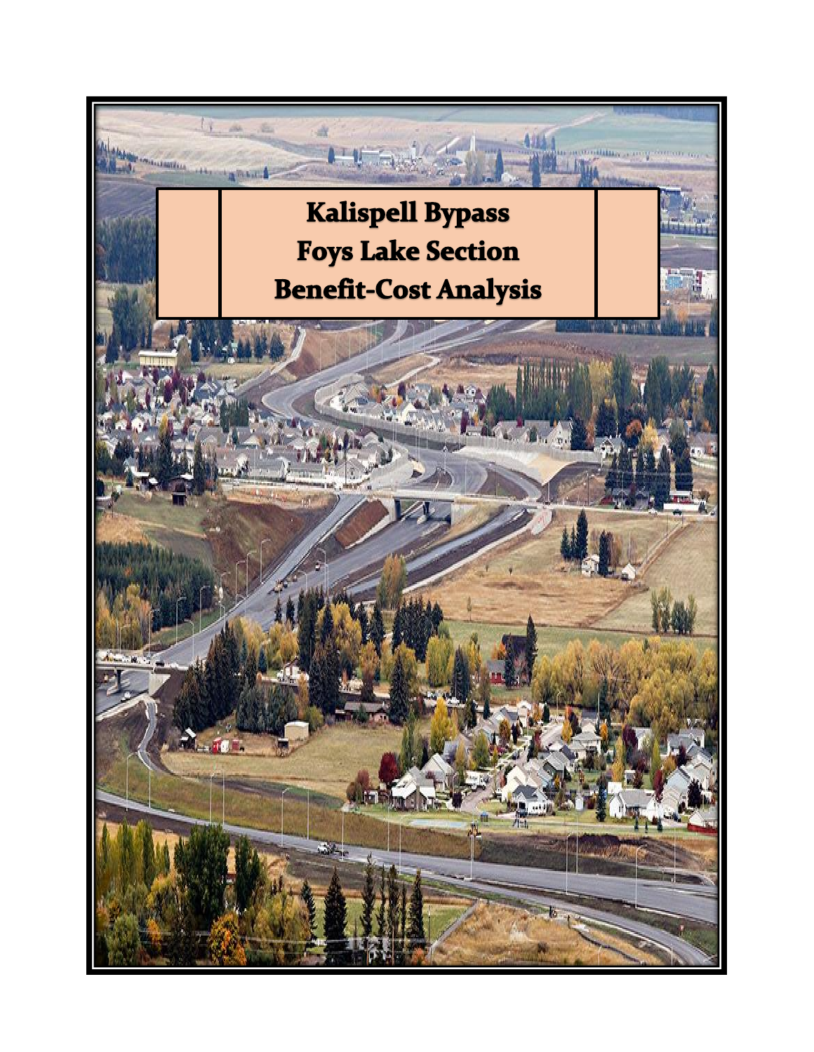# Kalispell Bypass
# Foys Lake Section
# Benefit-Cost Analysis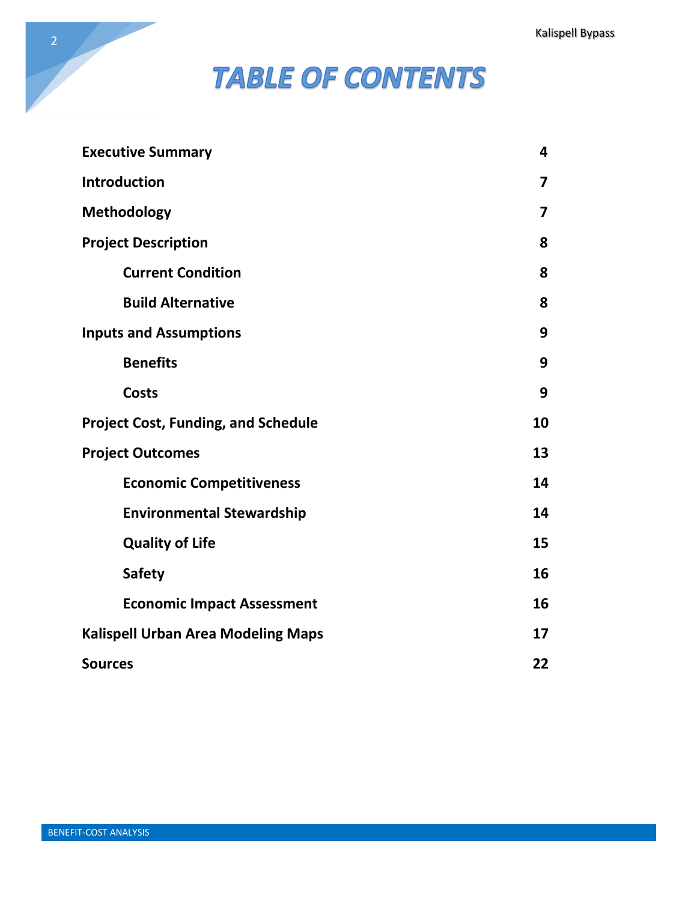# TABLE OF CONTENTS

| | |
|---|---|
| **Executive Summary** | **4** |
| **Introduction** | **7** |
| **Methodology** | **7** |
| **Project Description** | **8** |
| &nbsp;&nbsp;&nbsp;&nbsp;**Current Condition** | **8** |
| &nbsp;&nbsp;&nbsp;&nbsp;**Build Alternative** | **8** |
| **Inputs and Assumptions** | **9** |
| &nbsp;&nbsp;&nbsp;&nbsp;**Benefits** | **9** |
| &nbsp;&nbsp;&nbsp;&nbsp;**Costs** | **9** |
| **Project Cost, Funding, and Schedule** | **10** |
| **Project Outcomes** | **13** |
| &nbsp;&nbsp;&nbsp;&nbsp;**Economic Competitiveness** | **14** |
| &nbsp;&nbsp;&nbsp;&nbsp;**Environmental Stewardship** | **14** |
| &nbsp;&nbsp;&nbsp;&nbsp;**Quality of Life** | **15** |
| &nbsp;&nbsp;&nbsp;&nbsp;**Safety** | **16** |
| &nbsp;&nbsp;&nbsp;&nbsp;**Economic Impact Assessment** | **16** |
| **Kalispell Urban Area Modeling Maps** | **17** |
| **Sources** | **22** |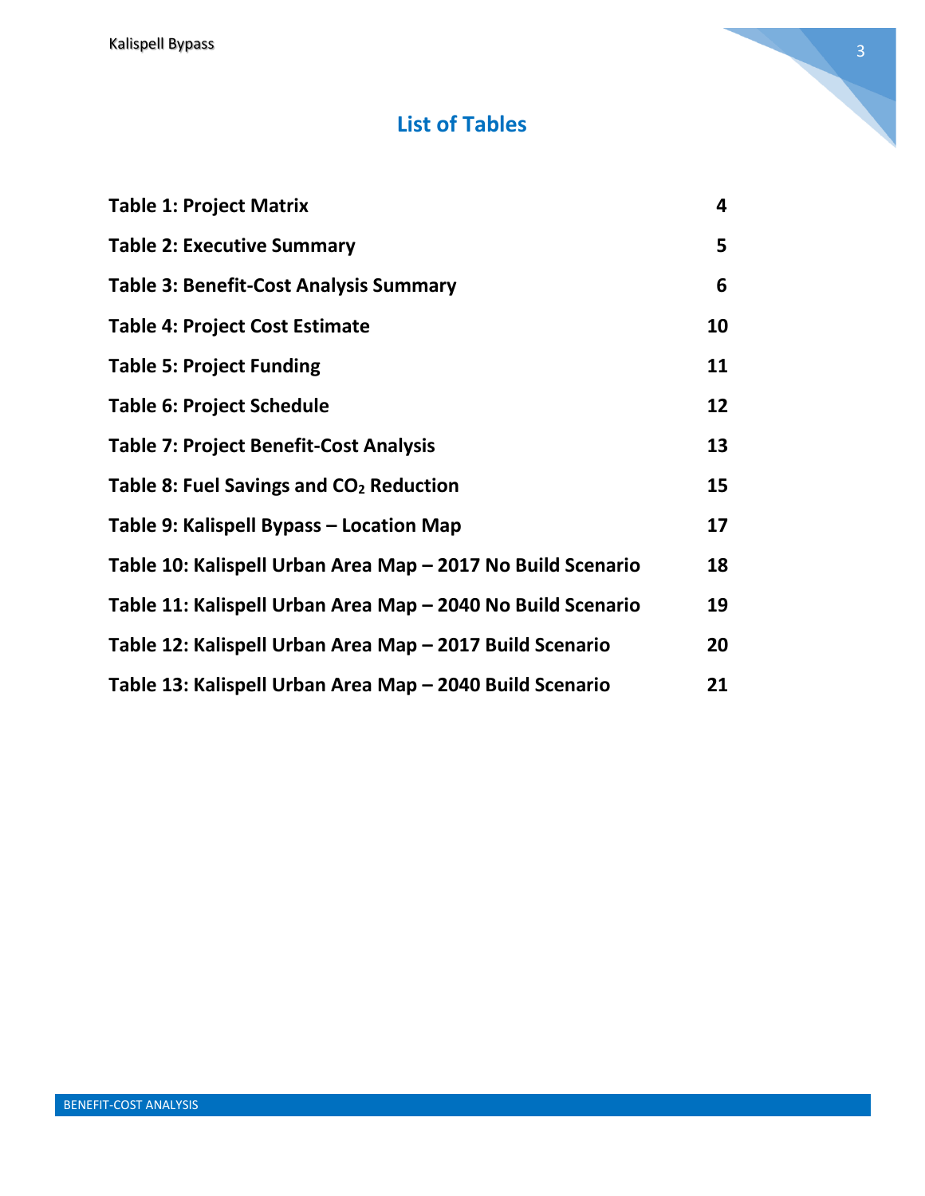# List of Tables

| | |
|---|---|
| **Table 1: Project Matrix** | **4** |
| **Table 2: Executive Summary** | **5** |
| **Table 3: Benefit-Cost Analysis Summary** | **6** |
| **Table 4: Project Cost Estimate** | **10** |
| **Table 5: Project Funding** | **11** |
| **Table 6: Project Schedule** | **12** |
| **Table 7: Project Benefit-Cost Analysis** | **13** |
| **Table 8: Fuel Savings and $CO_2$ Reduction** | **15** |
| **Table 9: Kalispell Bypass – Location Map** | **17** |
| **Table 10: Kalispell Urban Area Map – 2017 No Build Scenario** | **18** |
| **Table 11: Kalispell Urban Area Map – 2040 No Build Scenario** | **19** |
| **Table 12: Kalispell Urban Area Map – 2017 Build Scenario** | **20** |
| **Table 13: Kalispell Urban Area Map – 2040 Build Scenario** | **21** |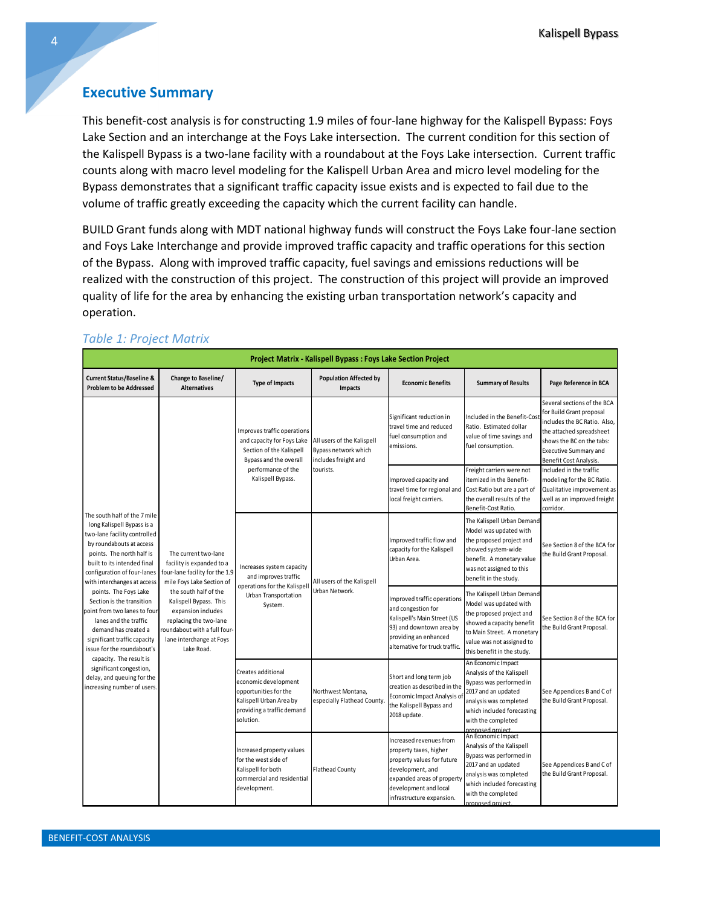## Executive Summary

This benefit-cost analysis is for constructing 1.9 miles of four-lane highway for the Kalispell Bypass: Foys Lake Section and an interchange at the Foys Lake intersection. The current condition for this section of the Kalispell Bypass is a two-lane facility with a roundabout at the Foys Lake intersection. Current traffic counts along with macro level modeling for the Kalispell Urban Area and micro level modeling for the Bypass demonstrates that a significant traffic capacity issue exists and is expected to fail due to the volume of traffic greatly exceeding the capacity which the current facility can handle.

BUILD Grant funds along with MDT national highway funds will construct the Foys Lake four-lane section and Foys Lake Interchange and provide improved traffic capacity and traffic operations for this section of the Bypass. Along with improved traffic capacity, fuel savings and emissions reductions will be realized with the construction of this project. The construction of this project will provide an improved quality of life for the area by enhancing the existing urban transportation network's capacity and operation.

*Table 1: Project Matrix*

| Project Matrix - Kalispell Bypass : Foys Lake Section Project | | | | | | |
|---|---|---|---|---|---|---|
| **Current Status/Baseline & Problem to be Addressed** | **Change to Baseline/ Alternatives** | **Type of Impacts** | **Population Affected by Impacts** | **Economic Benefits** | **Summary of Results** | **Page Reference in BCA** |
| The south half of the 7 mile long Kalispell Bypass is a two-lane facility controlled by roundabouts at access points. The north half is built to its intended final configuration of four-lanes with interchanges at access points. The Foys Lake Section is the transition point from two lanes to four lanes and the traffic demand has created a significant traffic capacity issue for the roundabout's capacity. The result is significant congestion, delay, and queuing for the increasing number of users. | The current two-lane facility is expanded to a four-lane facility for the 1.9 mile Foys Lake Section of the south half of the Kalispell Bypass. This expansion includes replacing the two-lane roundabout with a full four-lane interchange at Foys Lake Road. | Improves traffic operations and capacity for Foys Lake Section of the Kalispell Bypass and the overall performance of the Kalispell Bypass. | All users of the Kalispell Bypass network which includes freight and tourists. | Significant reduction in travel time and reduced fuel consumption and emissions. | Included in the Benefit-Cost Ratio. Estimated dollar value of time savings and fuel consumption. | Several sections of the BCA for Build Grant proposal includes the BC Ratio. Also, the attached spreadsheet shows the BC on the tabs: Executive Summary and Benefit Cost Analysis. |
| | | | | Improved capacity and travel time for regional and local freight carriers. | Freight carriers were not itemized in the Benefit-Cost Ratio but are a part of the overall results of the Benefit-Cost Ratio. | Included in the traffic modeling for the BC Ratio. Qualitative improvement as well as an improved freight corridor. |
| | | Increases system capacity and improves traffic operations for the Kalispell Urban Transportation System. | All users of the Kalispell Urban Network. | Improved traffic flow and capacity for the Kalispell Urban Area. | The Kalispell Urban Demand Model was updated with the proposed project and showed system-wide benefit. A monetary value was not assigned to this benefit in the study. | See Section 8 of the BCA for the Build Grant Proposal. |
| | | | | Improved traffic operations and congestion for Kalispell's Main Street (US 93) and downtown area by providing an enhanced alternative for truck traffic. | The Kalispell Urban Demand Model was updated with the proposed project and showed a capacity benefit to Main Street. A monetary value was not assigned to this benefit in the study. | See Section 8 of the BCA for the Build Grant Proposal. |
| | | Creates additional economic development opportunities for the Kalispell Urban Area by providing a traffic demand solution. | Northwest Montana, especially Flathead County. | Short and long term job creation as described in the Economic Impact Analysis of the Kalispell Bypass and 2018 update. | An Economic Impact Analysis of the Kalispell Bypass was performed in 2017 and an updated analysis was completed which included forecasting with the completed proposed project. | See Appendices B and C of the Build Grant Proposal. |
| | | Increased property values for the west side of Kalispell for both commercial and residential development. | Flathead County | Increased revenues from property taxes, higher property values for future development, and expanded areas of property development and local infrastructure expansion. | An Economic Impact Analysis of the Kalispell Bypass was performed in 2017 and an updated analysis was completed which included forecasting with the completed proposed project. | See Appendices B and C of the Build Grant Proposal. |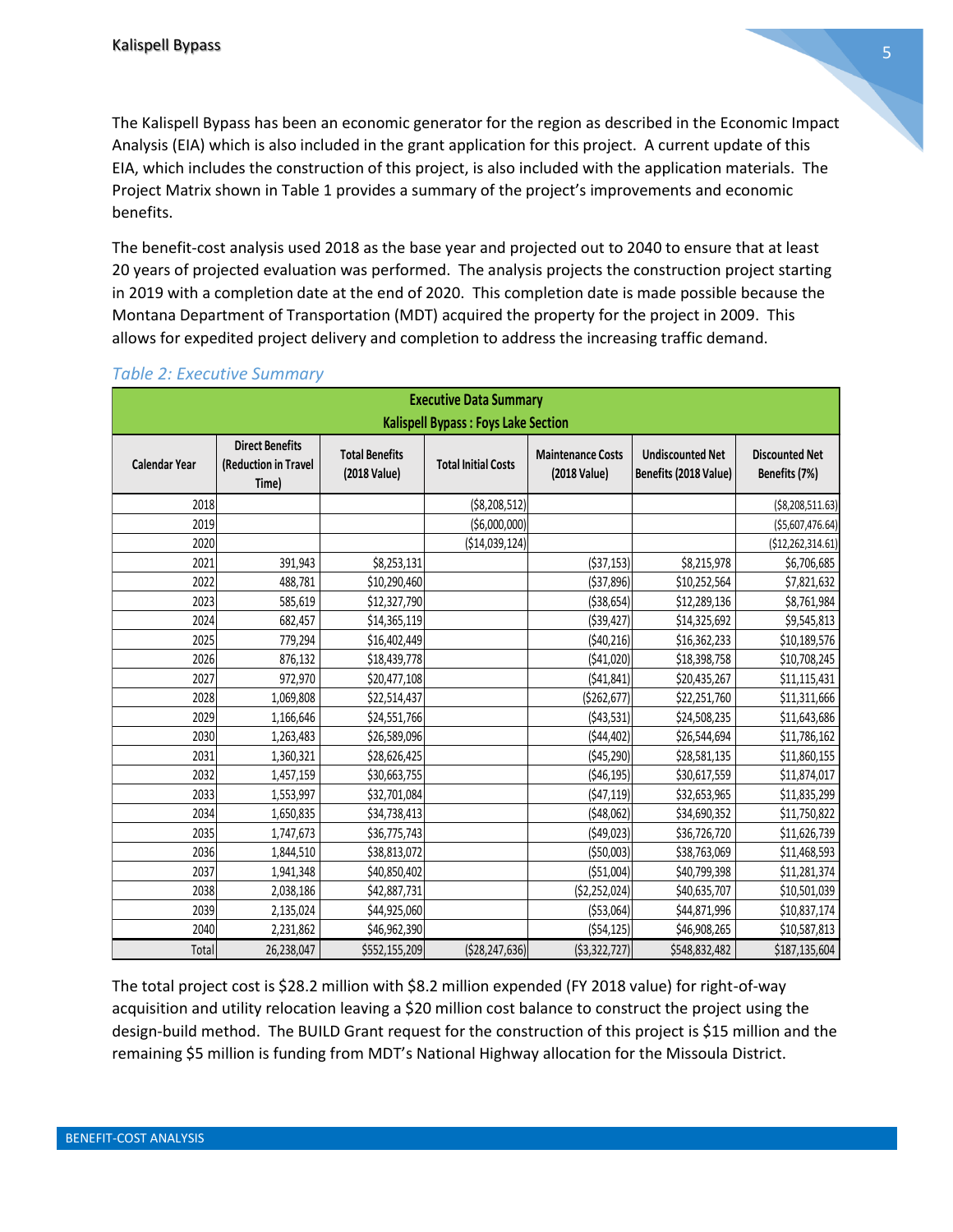The Kalispell Bypass has been an economic generator for the region as described in the Economic Impact Analysis (EIA) which is also included in the grant application for this project. A current update of this EIA, which includes the construction of this project, is also included with the application materials. The Project Matrix shown in Table 1 provides a summary of the project's improvements and economic benefits.

The benefit-cost analysis used 2018 as the base year and projected out to 2040 to ensure that at least 20 years of projected evaluation was performed. The analysis projects the construction project starting in 2019 with a completion date at the end of 2020. This completion date is made possible because the Montana Department of Transportation (MDT) acquired the property for the project in 2009. This allows for expedited project delivery and completion to address the increasing traffic demand.

*Table 2: Executive Summary*

**Executive Data Summary**
**Kalispell Bypass : Foys Lake Section**

| Calendar Year | Direct Benefits (Reduction in Travel Time) | Total Benefits (2018 Value) | Total Initial Costs | Maintenance Costs (2018 Value) | Undiscounted Net Benefits (2018 Value) | Discounted Net Benefits (7%) |
|---|---|---|---|---|---|---|
| 2018 | | | ($8,208,512) | | | ($8,208,511.63) |
| 2019 | | | ($6,000,000) | | | ($5,607,476.64) |
| 2020 | | | ($14,039,124) | | | ($12,262,314.61) |
| 2021 | 391,943 | $8,253,131 | | ($37,153) | $8,215,978 | $6,706,685 |
| 2022 | 488,781 | $10,290,460 | | ($37,896) | $10,252,564 | $7,821,632 |
| 2023 | 585,619 | $12,327,790 | | ($38,654) | $12,289,136 | $8,761,984 |
| 2024 | 682,457 | $14,365,119 | | ($39,427) | $14,325,692 | $9,545,813 |
| 2025 | 779,294 | $16,402,449 | | ($40,216) | $16,362,233 | $10,189,576 |
| 2026 | 876,132 | $18,439,778 | | ($41,020) | $18,398,758 | $10,708,245 |
| 2027 | 972,970 | $20,477,108 | | ($41,841) | $20,435,267 | $11,115,431 |
| 2028 | 1,069,808 | $22,514,437 | | ($262,677) | $22,251,760 | $11,311,666 |
| 2029 | 1,166,646 | $24,551,766 | | ($43,531) | $24,508,235 | $11,643,686 |
| 2030 | 1,263,483 | $26,589,096 | | ($44,402) | $26,544,694 | $11,786,162 |
| 2031 | 1,360,321 | $28,626,425 | | ($45,290) | $28,581,135 | $11,860,155 |
| 2032 | 1,457,159 | $30,663,755 | | ($46,195) | $30,617,559 | $11,874,017 |
| 2033 | 1,553,997 | $32,701,084 | | ($47,119) | $32,653,965 | $11,835,299 |
| 2034 | 1,650,835 | $34,738,413 | | ($48,062) | $34,690,352 | $11,750,822 |
| 2035 | 1,747,673 | $36,775,743 | | ($49,023) | $36,726,720 | $11,626,739 |
| 2036 | 1,844,510 | $38,813,072 | | ($50,003) | $38,763,069 | $11,468,593 |
| 2037 | 1,941,348 | $40,850,402 | | ($51,004) | $40,799,398 | $11,281,374 |
| 2038 | 2,038,186 | $42,887,731 | | ($2,252,024) | $40,635,707 | $10,501,039 |
| 2039 | 2,135,024 | $44,925,060 | | ($53,064) | $44,871,996 | $10,837,174 |
| 2040 | 2,231,862 | $46,962,390 | | ($54,125) | $46,908,265 | $10,587,813 |
| Total | 26,238,047 | $552,155,209 | ($28,247,636) | ($3,322,727) | $548,832,482 | $187,135,604 |

The total project cost is $28.2 million with $8.2 million expended (FY 2018 value) for right-of-way acquisition and utility relocation leaving a $20 million cost balance to construct the project using the design-build method. The BUILD Grant request for the construction of this project is $15 million and the remaining $5 million is funding from MDT's National Highway allocation for the Missoula District.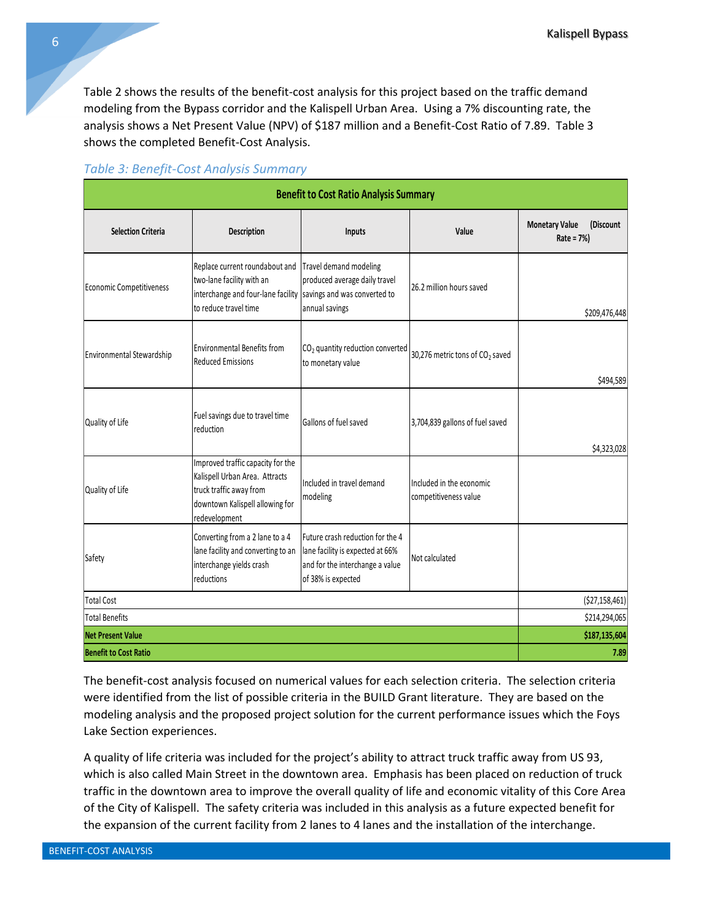Table 2 shows the results of the benefit-cost analysis for this project based on the traffic demand modeling from the Bypass corridor and the Kalispell Urban Area. Using a 7% discounting rate, the analysis shows a Net Present Value (NPV) of $187 million and a Benefit-Cost Ratio of 7.89. Table 3 shows the completed Benefit-Cost Analysis.

*Table 3: Benefit-Cost Analysis Summary*

| Benefit to Cost Ratio Analysis Summary | | | | |
|---|---|---|---|---|
| **Selection Criteria** | **Description** | **Inputs** | **Value** | **Monetary Value (Discount Rate = 7%)** |
| Economic Competitiveness | Replace current roundabout and two-lane facility with an interchange and four-lane facility to reduce travel time | Travel demand modeling produced average daily travel savings and was converted to annual savings | 26.2 million hours saved | $209,476,448 |
| Environmental Stewardship | Environmental Benefits from Reduced Emissions | $CO_2$ quantity reduction converted to monetary value | 30,276 metric tons of $CO_2$ saved | $494,589 |
| Quality of Life | Fuel savings due to travel time reduction | Gallons of fuel saved | 3,704,839 gallons of fuel saved | $4,323,028 |
| Quality of Life | Improved traffic capacity for the Kalispell Urban Area. Attracts truck traffic away from downtown Kalispell allowing for redevelopment | Included in travel demand modeling | Included in the economic competitiveness value | |
| Safety | Converting from a 2 lane to a 4 lane facility and converting to an interchange yields crash reductions | Future crash reduction for the 4 lane facility is expected at 66% and for the interchange a value of 38% is expected | Not calculated | |
| Total Cost | | | | ($27,158,461) |
| Total Benefits | | | | $214,294,065 |
| **Net Present Value** | | | | **$187,135,604** |
| **Benefit to Cost Ratio** | | | | **7.89** |

The benefit-cost analysis focused on numerical values for each selection criteria. The selection criteria were identified from the list of possible criteria in the BUILD Grant literature. They are based on the modeling analysis and the proposed project solution for the current performance issues which the Foys Lake Section experiences.

A quality of life criteria was included for the project's ability to attract truck traffic away from US 93, which is also called Main Street in the downtown area. Emphasis has been placed on reduction of truck traffic in the downtown area to improve the overall quality of life and economic vitality of this Core Area of the City of Kalispell. The safety criteria was included in this analysis as a future expected benefit for the expansion of the current facility from 2 lanes to 4 lanes and the installation of the interchange.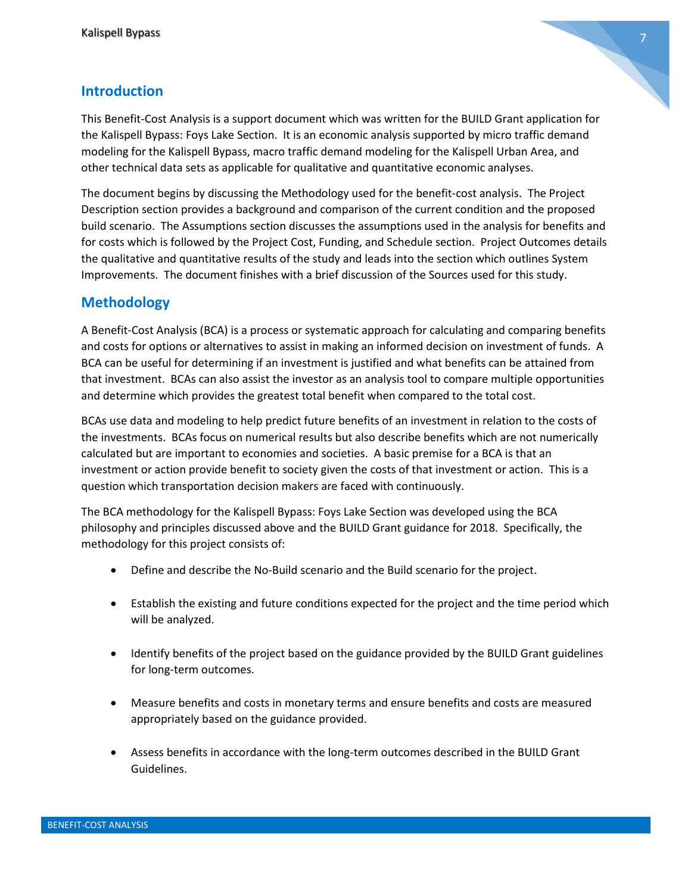## Introduction

This Benefit-Cost Analysis is a support document which was written for the BUILD Grant application for the Kalispell Bypass: Foys Lake Section. It is an economic analysis supported by micro traffic demand modeling for the Kalispell Bypass, macro traffic demand modeling for the Kalispell Urban Area, and other technical data sets as applicable for qualitative and quantitative economic analyses.

The document begins by discussing the Methodology used for the benefit-cost analysis. The Project Description section provides a background and comparison of the current condition and the proposed build scenario. The Assumptions section discusses the assumptions used in the analysis for benefits and for costs which is followed by the Project Cost, Funding, and Schedule section. Project Outcomes details the qualitative and quantitative results of the study and leads into the section which outlines System Improvements. The document finishes with a brief discussion of the Sources used for this study.

## Methodology

A Benefit-Cost Analysis (BCA) is a process or systematic approach for calculating and comparing benefits and costs for options or alternatives to assist in making an informed decision on investment of funds. A BCA can be useful for determining if an investment is justified and what benefits can be attained from that investment. BCAs can also assist the investor as an analysis tool to compare multiple opportunities and determine which provides the greatest total benefit when compared to the total cost.

BCAs use data and modeling to help predict future benefits of an investment in relation to the costs of the investments. BCAs focus on numerical results but also describe benefits which are not numerically calculated but are important to economies and societies. A basic premise for a BCA is that an investment or action provide benefit to society given the costs of that investment or action. This is a question which transportation decision makers are faced with continuously.

The BCA methodology for the Kalispell Bypass: Foys Lake Section was developed using the BCA philosophy and principles discussed above and the BUILD Grant guidance for 2018. Specifically, the methodology for this project consists of:

- Define and describe the No-Build scenario and the Build scenario for the project.
- Establish the existing and future conditions expected for the project and the time period which will be analyzed.
- Identify benefits of the project based on the guidance provided by the BUILD Grant guidelines for long-term outcomes.
- Measure benefits and costs in monetary terms and ensure benefits and costs are measured appropriately based on the guidance provided.
- Assess benefits in accordance with the long-term outcomes described in the BUILD Grant Guidelines.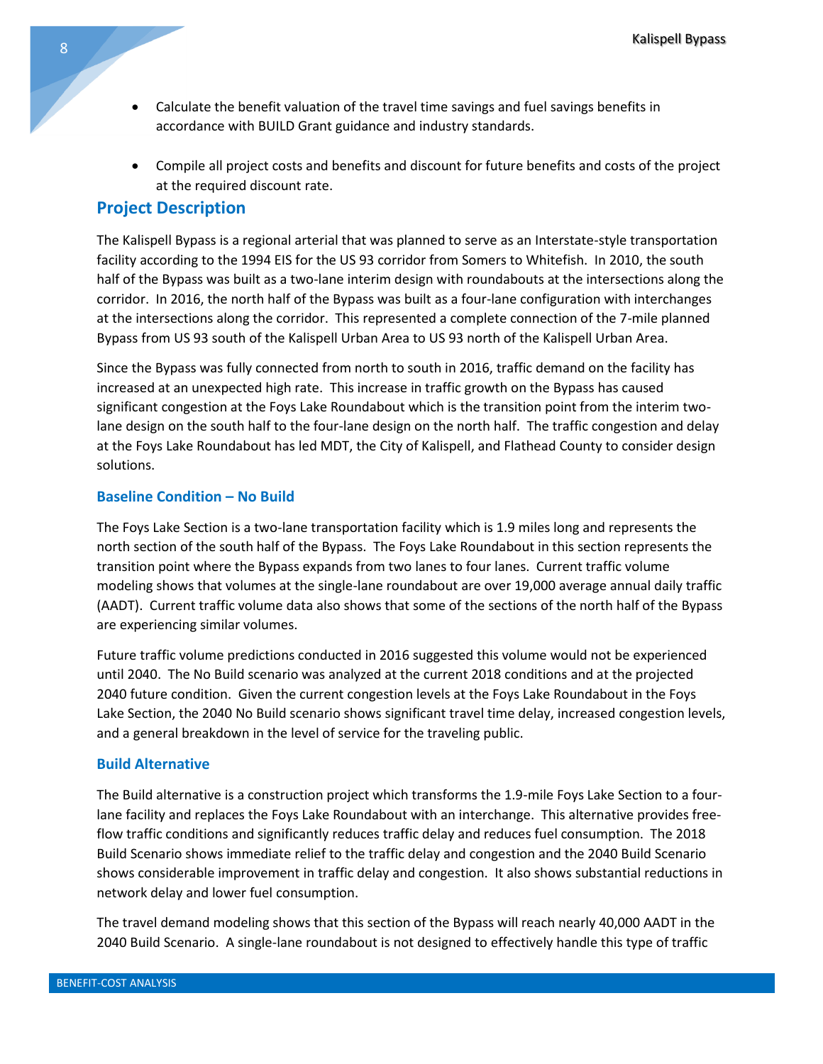- Calculate the benefit valuation of the travel time savings and fuel savings benefits in accordance with BUILD Grant guidance and industry standards.

- Compile all project costs and benefits and discount for future benefits and costs of the project at the required discount rate.

## Project Description

The Kalispell Bypass is a regional arterial that was planned to serve as an Interstate-style transportation facility according to the 1994 EIS for the US 93 corridor from Somers to Whitefish. In 2010, the south half of the Bypass was built as a two-lane interim design with roundabouts at the intersections along the corridor. In 2016, the north half of the Bypass was built as a four-lane configuration with interchanges at the intersections along the corridor. This represented a complete connection of the 7-mile planned Bypass from US 93 south of the Kalispell Urban Area to US 93 north of the Kalispell Urban Area.

Since the Bypass was fully connected from north to south in 2016, traffic demand on the facility has increased at an unexpected high rate. This increase in traffic growth on the Bypass has caused significant congestion at the Foys Lake Roundabout which is the transition point from the interim two-lane design on the south half to the four-lane design on the north half. The traffic congestion and delay at the Foys Lake Roundabout has led MDT, the City of Kalispell, and Flathead County to consider design solutions.

### Baseline Condition – No Build

The Foys Lake Section is a two-lane transportation facility which is 1.9 miles long and represents the north section of the south half of the Bypass. The Foys Lake Roundabout in this section represents the transition point where the Bypass expands from two lanes to four lanes. Current traffic volume modeling shows that volumes at the single-lane roundabout are over 19,000 average annual daily traffic (AADT). Current traffic volume data also shows that some of the sections of the north half of the Bypass are experiencing similar volumes.

Future traffic volume predictions conducted in 2016 suggested this volume would not be experienced until 2040. The No Build scenario was analyzed at the current 2018 conditions and at the projected 2040 future condition. Given the current congestion levels at the Foys Lake Roundabout in the Foys Lake Section, the 2040 No Build scenario shows significant travel time delay, increased congestion levels, and a general breakdown in the level of service for the traveling public.

### Build Alternative

The Build alternative is a construction project which transforms the 1.9-mile Foys Lake Section to a four-lane facility and replaces the Foys Lake Roundabout with an interchange. This alternative provides free-flow traffic conditions and significantly reduces traffic delay and reduces fuel consumption. The 2018 Build Scenario shows immediate relief to the traffic delay and congestion and the 2040 Build Scenario shows considerable improvement in traffic delay and congestion. It also shows substantial reductions in network delay and lower fuel consumption.

The travel demand modeling shows that this section of the Bypass will reach nearly 40,000 AADT in the 2040 Build Scenario. A single-lane roundabout is not designed to effectively handle this type of traffic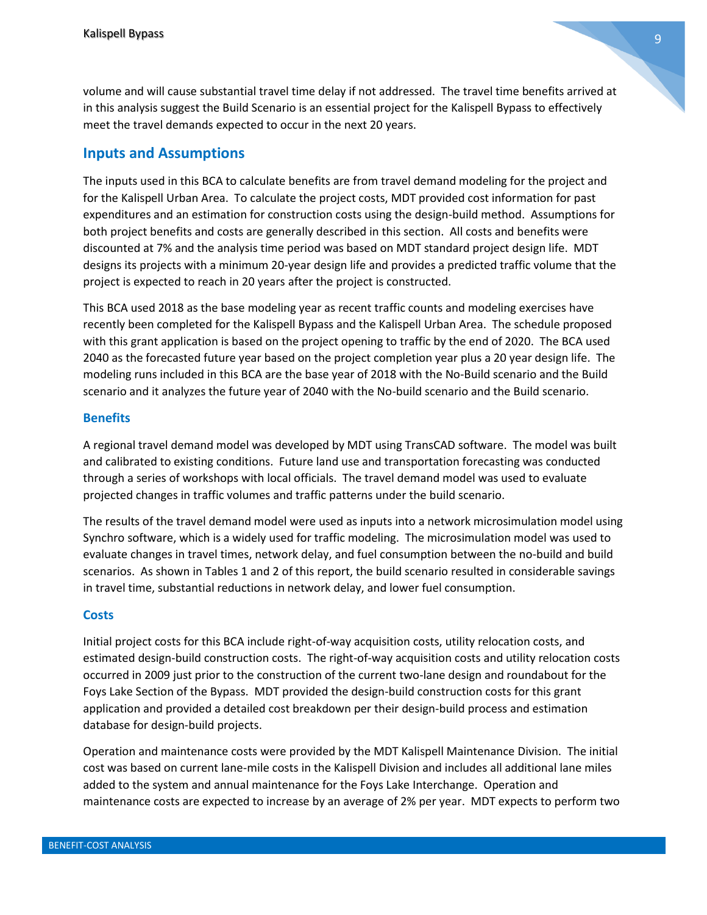volume and will cause substantial travel time delay if not addressed. The travel time benefits arrived at in this analysis suggest the Build Scenario is an essential project for the Kalispell Bypass to effectively meet the travel demands expected to occur in the next 20 years.

## Inputs and Assumptions

The inputs used in this BCA to calculate benefits are from travel demand modeling for the project and for the Kalispell Urban Area. To calculate the project costs, MDT provided cost information for past expenditures and an estimation for construction costs using the design-build method. Assumptions for both project benefits and costs are generally described in this section. All costs and benefits were discounted at 7% and the analysis time period was based on MDT standard project design life. MDT designs its projects with a minimum 20-year design life and provides a predicted traffic volume that the project is expected to reach in 20 years after the project is constructed.

This BCA used 2018 as the base modeling year as recent traffic counts and modeling exercises have recently been completed for the Kalispell Bypass and the Kalispell Urban Area. The schedule proposed with this grant application is based on the project opening to traffic by the end of 2020. The BCA used 2040 as the forecasted future year based on the project completion year plus a 20 year design life. The modeling runs included in this BCA are the base year of 2018 with the No-Build scenario and the Build scenario and it analyzes the future year of 2040 with the No-build scenario and the Build scenario.

### Benefits

A regional travel demand model was developed by MDT using TransCAD software. The model was built and calibrated to existing conditions. Future land use and transportation forecasting was conducted through a series of workshops with local officials. The travel demand model was used to evaluate projected changes in traffic volumes and traffic patterns under the build scenario.

The results of the travel demand model were used as inputs into a network microsimulation model using Synchro software, which is a widely used for traffic modeling. The microsimulation model was used to evaluate changes in travel times, network delay, and fuel consumption between the no-build and build scenarios. As shown in Tables 1 and 2 of this report, the build scenario resulted in considerable savings in travel time, substantial reductions in network delay, and lower fuel consumption.

### Costs

Initial project costs for this BCA include right-of-way acquisition costs, utility relocation costs, and estimated design-build construction costs. The right-of-way acquisition costs and utility relocation costs occurred in 2009 just prior to the construction of the current two-lane design and roundabout for the Foys Lake Section of the Bypass. MDT provided the design-build construction costs for this grant application and provided a detailed cost breakdown per their design-build process and estimation database for design-build projects.

Operation and maintenance costs were provided by the MDT Kalispell Maintenance Division. The initial cost was based on current lane-mile costs in the Kalispell Division and includes all additional lane miles added to the system and annual maintenance for the Foys Lake Interchange. Operation and maintenance costs are expected to increase by an average of 2% per year. MDT expects to perform two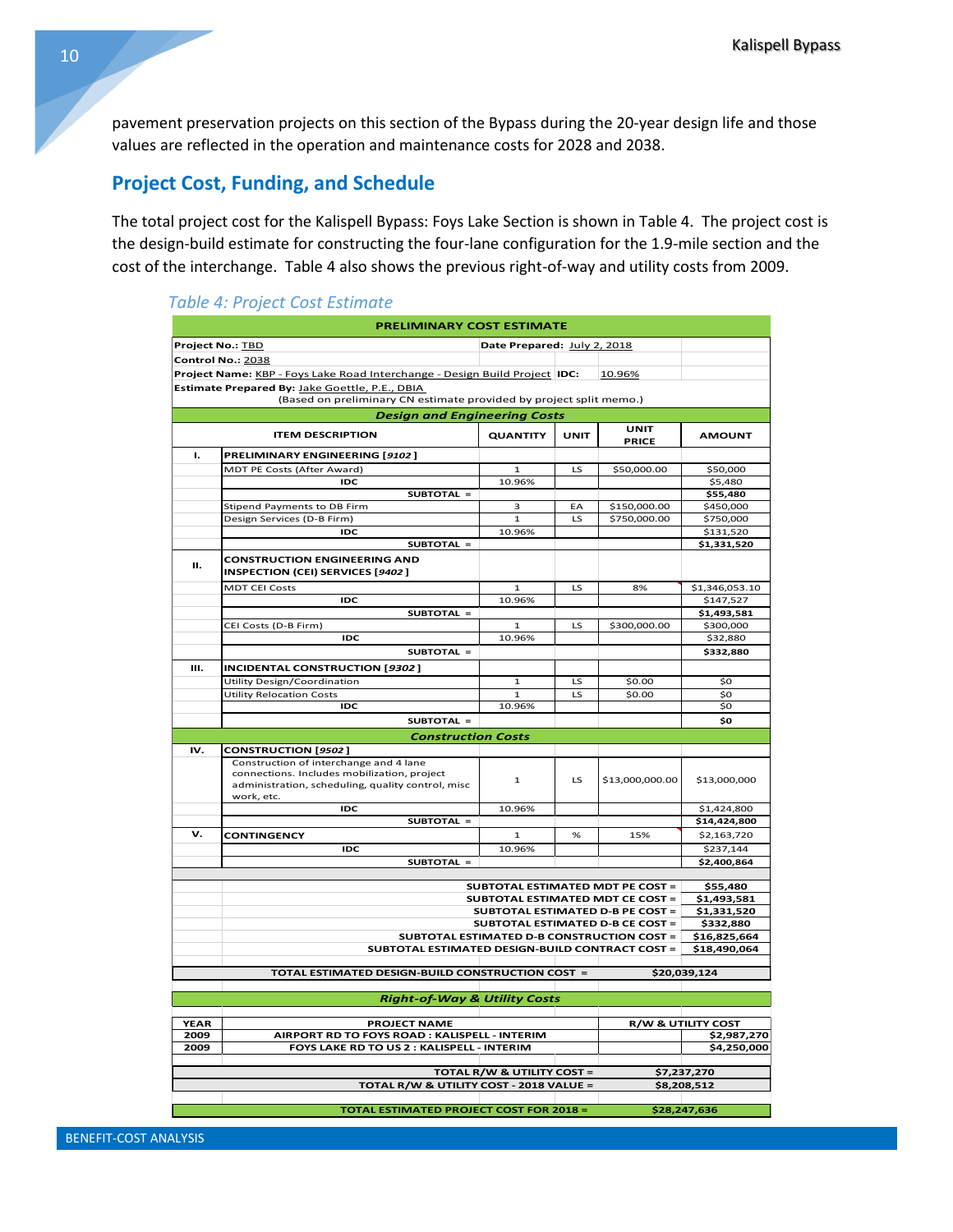pavement preservation projects on this section of the Bypass during the 20-year design life and those values are reflected in the operation and maintenance costs for 2028 and 2038.

## Project Cost, Funding, and Schedule

The total project cost for the Kalispell Bypass: Foys Lake Section is shown in Table 4. The project cost is the design-build estimate for constructing the four-lane configuration for the 1.9-mile section and the cost of the interchange. Table 4 also shows the previous right-of-way and utility costs from 2009.

*Table 4: Project Cost Estimate*

| PRELIMINARY COST ESTIMATE | | | | | |
|---|---|---|---|---|---|
| **Project No.:** TBD | | **Date Prepared:** July 2, 2018 | | | |
| **Control No.:** 2038 | | | | | |
| **Project Name:** KBP - Foys Lake Road Interchange - Design Build Project | | **IDC:** 10.96% | | | |
| **Estimate Prepared By:** Jake Goettle, P.E., DBIA (Based on preliminary CN estimate provided by project split memo.) | | | | | |
| ***Design and Engineering Costs*** | | | | | |
| | **ITEM DESCRIPTION** | **QUANTITY** | **UNIT** | **UNIT PRICE** | **AMOUNT** |
| **I.** | **PRELIMINARY ENGINEERING [*9102*]** | | | | |
| | MDT PE Costs (After Award) | 1 | LS | $50,000.00 | $50,000 |
| | **IDC** | 10.96% | | | $5,480 |
| | **SUBTOTAL =** | | | | **$55,480** |
| | Stipend Payments to DB Firm | 3 | EA | $150,000.00 | $450,000 |
| | Design Services (D-B Firm) | 1 | LS | $750,000.00 | $750,000 |
| | **IDC** | 10.96% | | | $131,520 |
| | **SUBTOTAL =** | | | | **$1,331,520** |
| **II.** | **CONSTRUCTION ENGINEERING AND INSPECTION (CEI) SERVICES [*9402*]** | | | | |
| | MDT CEI Costs | 1 | LS | 8% | $1,346,053.10 |
| | **IDC** | 10.96% | | | $147,527 |
| | **SUBTOTAL =** | | | | **$1,493,581** |
| | CEI Costs (D-B Firm) | 1 | LS | $300,000.00 | $300,000 |
| | **IDC** | 10.96% | | | $32,880 |
| | **SUBTOTAL =** | | | | **$332,880** |
| **III.** | **INCIDENTAL CONSTRUCTION [*9302*]** | | | | |
| | Utility Design/Coordination | 1 | LS | $0.00 | $0 |
| | Utility Relocation Costs | 1 | LS | $0.00 | $0 |
| | **IDC** | 10.96% | | | $0 |
| | **SUBTOTAL =** | | | | **$0** |
| ***Construction Costs*** | | | | | |
| **IV.** | **CONSTRUCTION [*9502*]** | | | | |
| | Construction of interchange and 4 lane connections. Includes mobilization, project administration, scheduling, quality control, misc work, etc. | 1 | LS | $13,000,000.00 | $13,000,000 |
| | **IDC** | 10.96% | | | $1,424,800 |
| | **SUBTOTAL =** | | | | **$14,424,800** |
| **V.** | **CONTINGENCY** | 1 | % | 15% | $2,163,720 |
| | **IDC** | 10.96% | | | $237,144 |
| | **SUBTOTAL =** | | | | **$2,400,864** |
| | **SUBTOTAL ESTIMATED MDT PE COST =** | | | | **$55,480** |
| | **SUBTOTAL ESTIMATED MDT CE COST =** | | | | **$1,493,581** |
| | **SUBTOTAL ESTIMATED D-B PE COST =** | | | | **$1,331,520** |
| | **SUBTOTAL ESTIMATED D-B CE COST =** | | | | **$332,880** |
| | **SUBTOTAL ESTIMATED D-B CONSTRUCTION COST =** | | | | **$16,825,664** |
| | **SUBTOTAL ESTIMATED DESIGN-BUILD CONTRACT COST =** | | | | **$18,490,064** |
| **TOTAL ESTIMATED DESIGN-BUILD CONSTRUCTION COST =** | | | | | **$20,039,124** |
| ***Right-of-Way & Utility Costs*** | | | | | |
| **YEAR** | **PROJECT NAME** | | | | **R/W & UTILITY COST** |
| **2009** | **AIRPORT RD TO FOYS ROAD : KALISPELL - INTERIM** | | | | **$2,987,270** |
| **2009** | **FOYS LAKE RD TO US 2 : KALISPELL - INTERIM** | | | | **$4,250,000** |
| **TOTAL R/W & UTILITY COST =** | | | | | **$7,237,270** |
| **TOTAL R/W & UTILITY COST - 2018 VALUE =** | | | | | **$8,208,512** |
| **TOTAL ESTIMATED PROJECT COST FOR 2018 =** | | | | | **$28,247,636** |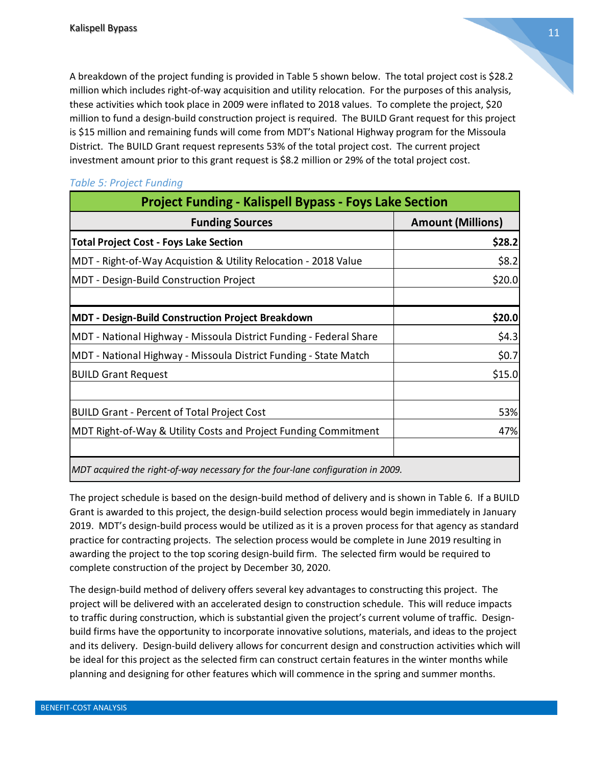A breakdown of the project funding is provided in Table 5 shown below. The total project cost is $28.2 million which includes right-of-way acquisition and utility relocation. For the purposes of this analysis, these activities which took place in 2009 were inflated to 2018 values. To complete the project, $20 million to fund a design-build construction project is required. The BUILD Grant request for this project is $15 million and remaining funds will come from MDT's National Highway program for the Missoula District. The BUILD Grant request represents 53% of the total project cost. The current project investment amount prior to this grant request is $8.2 million or 29% of the total project cost.

*Table 5: Project Funding*

| Project Funding - Kalispell Bypass - Foys Lake Section | |
|---|---|
| **Funding Sources** | **Amount (Millions)** |
| **Total Project Cost - Foys Lake Section** | **$28.2** |
| MDT - Right-of-Way Acquistion & Utility Relocation - 2018 Value | $8.2 |
| MDT - Design-Build Construction Project | $20.0 |
| | |
| **MDT - Design-Build Construction Project Breakdown** | **$20.0** |
| MDT - National Highway - Missoula District Funding - Federal Share | $4.3 |
| MDT - National Highway - Missoula District Funding - State Match | $0.7 |
| BUILD Grant Request | $15.0 |
| | |
| BUILD Grant - Percent of Total Project Cost | 53% |
| MDT Right-of-Way & Utility Costs and Project Funding Commitment | 47% |
| | |
| *MDT acquired the right-of-way necessary for the four-lane configuration in 2009.* | |

The project schedule is based on the design-build method of delivery and is shown in Table 6. If a BUILD Grant is awarded to this project, the design-build selection process would begin immediately in January 2019. MDT's design-build process would be utilized as it is a proven process for that agency as standard practice for contracting projects. The selection process would be complete in June 2019 resulting in awarding the project to the top scoring design-build firm. The selected firm would be required to complete construction of the project by December 30, 2020.

The design-build method of delivery offers several key advantages to constructing this project. The project will be delivered with an accelerated design to construction schedule. This will reduce impacts to traffic during construction, which is substantial given the project's current volume of traffic. Design-build firms have the opportunity to incorporate innovative solutions, materials, and ideas to the project and its delivery. Design-build delivery allows for concurrent design and construction activities which will be ideal for this project as the selected firm can construct certain features in the winter months while planning and designing for other features which will commence in the spring and summer months.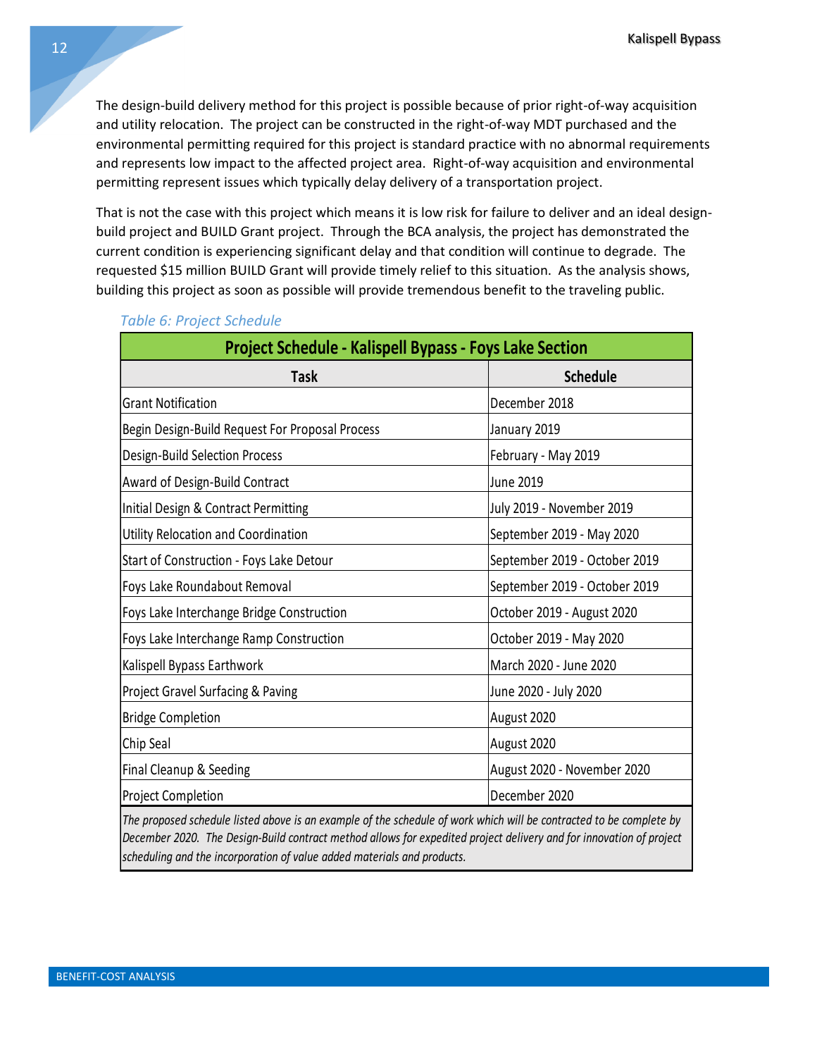The design-build delivery method for this project is possible because of prior right-of-way acquisition and utility relocation. The project can be constructed in the right-of-way MDT purchased and the environmental permitting required for this project is standard practice with no abnormal requirements and represents low impact to the affected project area. Right-of-way acquisition and environmental permitting represent issues which typically delay delivery of a transportation project.

That is not the case with this project which means it is low risk for failure to deliver and an ideal design-build project and BUILD Grant project. Through the BCA analysis, the project has demonstrated the current condition is experiencing significant delay and that condition will continue to degrade. The requested $15 million BUILD Grant will provide timely relief to this situation. As the analysis shows, building this project as soon as possible will provide tremendous benefit to the traveling public.

*Table 6: Project Schedule*

| **Project Schedule - Kalispell Bypass - Foys Lake Section** | |
|---|---|
| **Task** | **Schedule** |
| Grant Notification | December 2018 |
| Begin Design-Build Request For Proposal Process | January 2019 |
| Design-Build Selection Process | February - May 2019 |
| Award of Design-Build Contract | June 2019 |
| Initial Design & Contract Permitting | July 2019 - November 2019 |
| Utility Relocation and Coordination | September 2019 - May 2020 |
| Start of Construction - Foys Lake Detour | September 2019 - October 2019 |
| Foys Lake Roundabout Removal | September 2019 - October 2019 |
| Foys Lake Interchange Bridge Construction | October 2019 - August 2020 |
| Foys Lake Interchange Ramp Construction | October 2019 - May 2020 |
| Kalispell Bypass Earthwork | March 2020 - June 2020 |
| Project Gravel Surfacing & Paving | June 2020 - July 2020 |
| Bridge Completion | August 2020 |
| Chip Seal | August 2020 |
| Final Cleanup & Seeding | August 2020 - November 2020 |
| Project Completion | December 2020 |

*The proposed schedule listed above is an example of the schedule of work which will be contracted to be complete by December 2020. The Design-Build contract method allows for expedited project delivery and for innovation of project scheduling and the incorporation of value added materials and products.*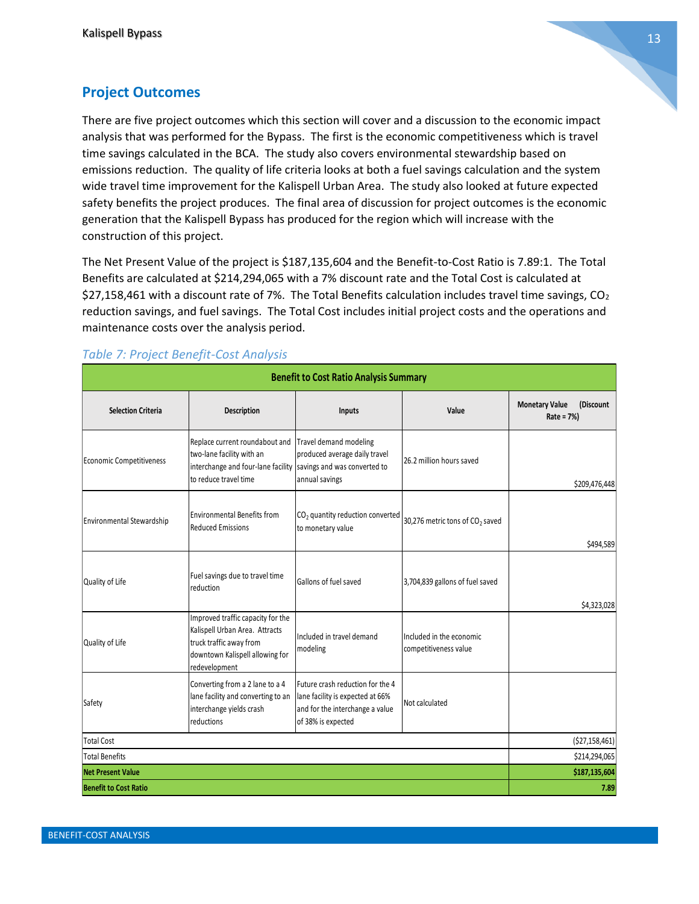## Project Outcomes

There are five project outcomes which this section will cover and a discussion to the economic impact analysis that was performed for the Bypass. The first is the economic competitiveness which is travel time savings calculated in the BCA. The study also covers environmental stewardship based on emissions reduction. The quality of life criteria looks at both a fuel savings calculation and the system wide travel time improvement for the Kalispell Urban Area. The study also looked at future expected safety benefits the project produces. The final area of discussion for project outcomes is the economic generation that the Kalispell Bypass has produced for the region which will increase with the construction of this project.

The Net Present Value of the project is $187,135,604 and the Benefit-to-Cost Ratio is 7.89:1. The Total Benefits are calculated at $214,294,065 with a 7% discount rate and the Total Cost is calculated at $27,158,461 with a discount rate of 7%. The Total Benefits calculation includes travel time savings, $CO_2$ reduction savings, and fuel savings. The Total Cost includes initial project costs and the operations and maintenance costs over the analysis period.

*Table 7: Project Benefit-Cost Analysis*

| **Benefit to Cost Ratio Analysis Summary** | | | | |
|---|---|---|---|---|
| **Selection Criteria** | **Description** | **Inputs** | **Value** | **Monetary Value (Discount Rate = 7%)** |
| Economic Competitiveness | Replace current roundabout and two-lane facility with an interchange and four-lane facility to reduce travel time | Travel demand modeling produced average daily travel savings and was converted to annual savings | 26.2 million hours saved | $209,476,448 |
| Environmental Stewardship | Environmental Benefits from Reduced Emissions | $CO_2$ quantity reduction converted to monetary value | 30,276 metric tons of $CO_2$ saved | $494,589 |
| Quality of Life | Fuel savings due to travel time reduction | Gallons of fuel saved | 3,704,839 gallons of fuel saved | $4,323,028 |
| Quality of Life | Improved traffic capacity for the Kalispell Urban Area. Attracts truck traffic away from downtown Kalispell allowing for redevelopment | Included in travel demand modeling | Included in the economic competitiveness value | |
| Safety | Converting from a 2 lane to a 4 lane facility and converting to an interchange yields crash reductions | Future crash reduction for the 4 lane facility is expected at 66% and for the interchange a value of 38% is expected | Not calculated | |
| Total Cost | | | | ($27,158,461) |
| Total Benefits | | | | $214,294,065 |
| **Net Present Value** | | | | **$187,135,604** |
| **Benefit to Cost Ratio** | | | | **7.89** |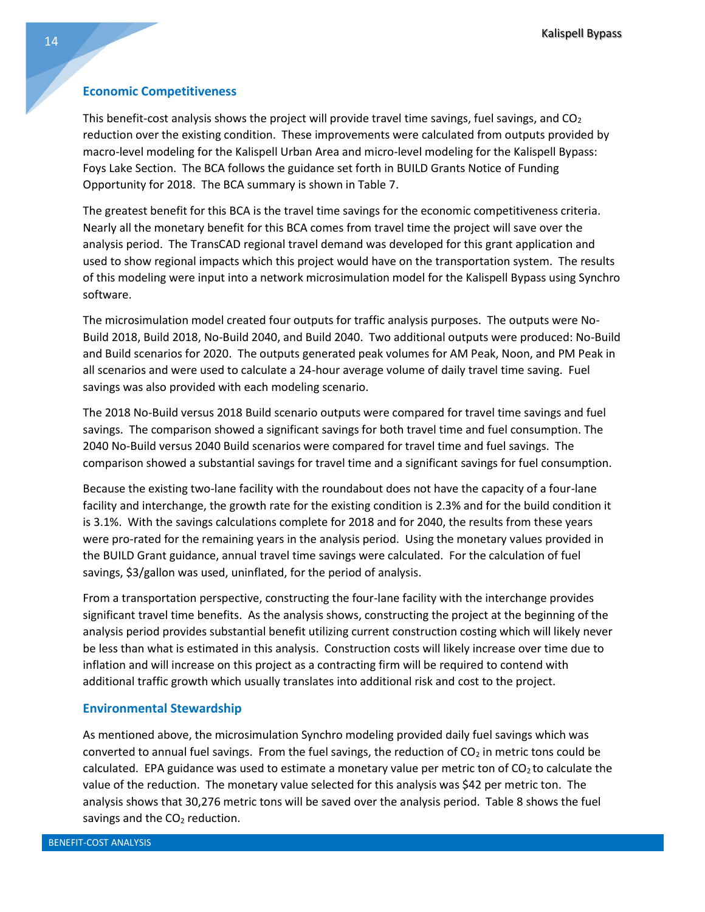## Economic Competitiveness

This benefit-cost analysis shows the project will provide travel time savings, fuel savings, and $CO_2$ reduction over the existing condition. These improvements were calculated from outputs provided by macro-level modeling for the Kalispell Urban Area and micro-level modeling for the Kalispell Bypass: Foys Lake Section. The BCA follows the guidance set forth in BUILD Grants Notice of Funding Opportunity for 2018. The BCA summary is shown in Table 7.

The greatest benefit for this BCA is the travel time savings for the economic competitiveness criteria. Nearly all the monetary benefit for this BCA comes from travel time the project will save over the analysis period. The TransCAD regional travel demand was developed for this grant application and used to show regional impacts which this project would have on the transportation system. The results of this modeling were input into a network microsimulation model for the Kalispell Bypass using Synchro software.

The microsimulation model created four outputs for traffic analysis purposes. The outputs were No-Build 2018, Build 2018, No-Build 2040, and Build 2040. Two additional outputs were produced: No-Build and Build scenarios for 2020. The outputs generated peak volumes for AM Peak, Noon, and PM Peak in all scenarios and were used to calculate a 24-hour average volume of daily travel time saving. Fuel savings was also provided with each modeling scenario.

The 2018 No-Build versus 2018 Build scenario outputs were compared for travel time savings and fuel savings. The comparison showed a significant savings for both travel time and fuel consumption. The 2040 No-Build versus 2040 Build scenarios were compared for travel time and fuel savings. The comparison showed a substantial savings for travel time and a significant savings for fuel consumption.

Because the existing two-lane facility with the roundabout does not have the capacity of a four-lane facility and interchange, the growth rate for the existing condition is 2.3% and for the build condition it is 3.1%. With the savings calculations complete for 2018 and for 2040, the results from these years were pro-rated for the remaining years in the analysis period. Using the monetary values provided in the BUILD Grant guidance, annual travel time savings were calculated. For the calculation of fuel savings, $3/gallon was used, uninflated, for the period of analysis.

From a transportation perspective, constructing the four-lane facility with the interchange provides significant travel time benefits. As the analysis shows, constructing the project at the beginning of the analysis period provides substantial benefit utilizing current construction costing which will likely never be less than what is estimated in this analysis. Construction costs will likely increase over time due to inflation and will increase on this project as a contracting firm will be required to contend with additional traffic growth which usually translates into additional risk and cost to the project.

## Environmental Stewardship

As mentioned above, the microsimulation Synchro modeling provided daily fuel savings which was converted to annual fuel savings. From the fuel savings, the reduction of $CO_2$ in metric tons could be calculated. EPA guidance was used to estimate a monetary value per metric ton of $CO_2$ to calculate the value of the reduction. The monetary value selected for this analysis was $42 per metric ton. The analysis shows that 30,276 metric tons will be saved over the analysis period. Table 8 shows the fuel savings and the $CO_2$ reduction.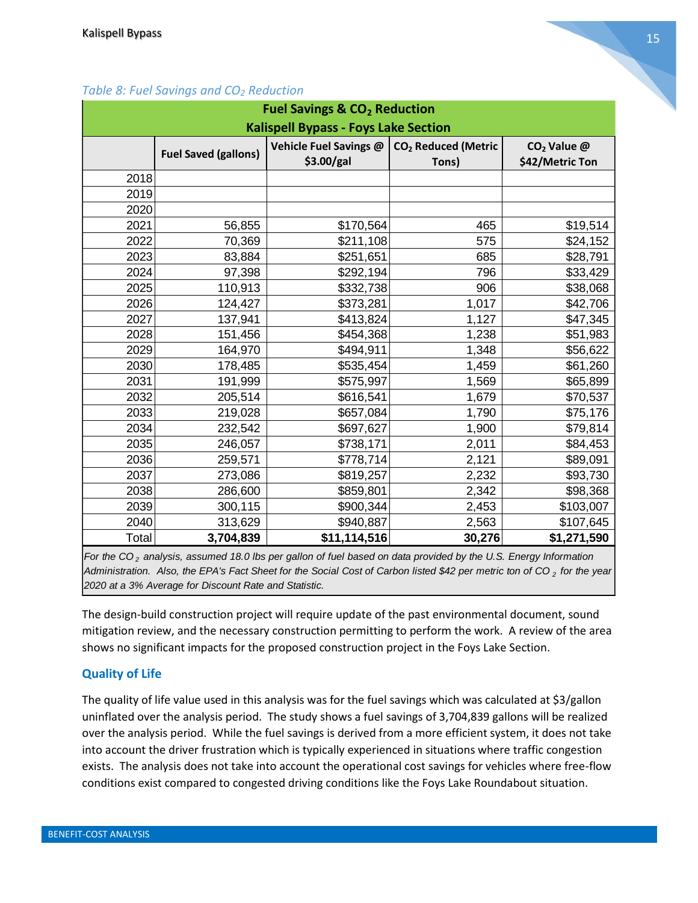*Table 8: Fuel Savings and $CO_2$ Reduction*

| Fuel Savings & $CO_2$ Reduction Kalispell Bypass - Foys Lake Section | | | | |
|---|---|---|---|---|
| | Fuel Saved (gallons) | Vehicle Fuel Savings @ $3.00/gal | $CO_2$ Reduced (Metric Tons) | $CO_2$ Value @ $42/Metric Ton |
| 2018 | | | | |
| 2019 | | | | |
| 2020 | | | | |
| 2021 | 56,855 | $170,564 | 465 | $19,514 |
| 2022 | 70,369 | $211,108 | 575 | $24,152 |
| 2023 | 83,884 | $251,651 | 685 | $28,791 |
| 2024 | 97,398 | $292,194 | 796 | $33,429 |
| 2025 | 110,913 | $332,738 | 906 | $38,068 |
| 2026 | 124,427 | $373,281 | 1,017 | $42,706 |
| 2027 | 137,941 | $413,824 | 1,127 | $47,345 |
| 2028 | 151,456 | $454,368 | 1,238 | $51,983 |
| 2029 | 164,970 | $494,911 | 1,348 | $56,622 |
| 2030 | 178,485 | $535,454 | 1,459 | $61,260 |
| 2031 | 191,999 | $575,997 | 1,569 | $65,899 |
| 2032 | 205,514 | $616,541 | 1,679 | $70,537 |
| 2033 | 219,028 | $657,084 | 1,790 | $75,176 |
| 2034 | 232,542 | $697,627 | 1,900 | $79,814 |
| 2035 | 246,057 | $738,171 | 2,011 | $84,453 |
| 2036 | 259,571 | $778,714 | 2,121 | $89,091 |
| 2037 | 273,086 | $819,257 | 2,232 | $93,730 |
| 2038 | 286,600 | $859,801 | 2,342 | $98,368 |
| 2039 | 300,115 | $900,344 | 2,453 | $103,007 |
| 2040 | 313,629 | $940,887 | 2,563 | $107,645 |
| Total | **3,704,839** | **$11,114,516** | **30,276** | **$1,271,590** |

*For the $CO_2$ analysis, assumed 18.0 lbs per gallon of fuel based on data provided by the U.S. Energy Information Administration. Also, the EPA's Fact Sheet for the Social Cost of Carbon listed $42 per metric ton of $CO_2$ for the year 2020 at a 3% Average for Discount Rate and Statistic.*

The design-build construction project will require update of the past environmental document, sound mitigation review, and the necessary construction permitting to perform the work. A review of the area shows no significant impacts for the proposed construction project in the Foys Lake Section.

## Quality of Life

The quality of life value used in this analysis was for the fuel savings which was calculated at $3/gallon uninflated over the analysis period. The study shows a fuel savings of 3,704,839 gallons will be realized over the analysis period. While the fuel savings is derived from a more efficient system, it does not take into account the driver frustration which is typically experienced in situations where traffic congestion exists. The analysis does not take into account the operational cost savings for vehicles where free-flow conditions exist compared to congested driving conditions like the Foys Lake Roundabout situation.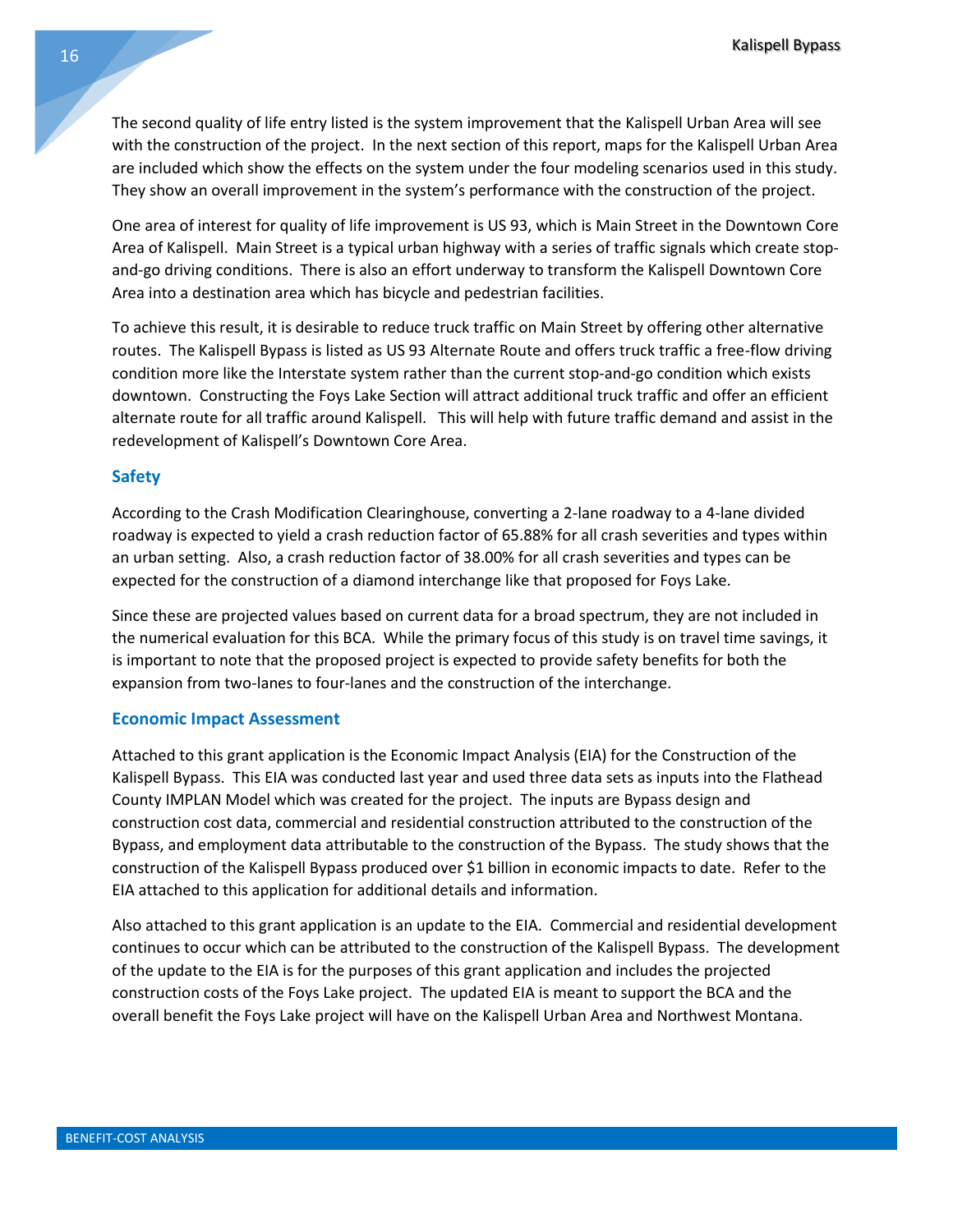The second quality of life entry listed is the system improvement that the Kalispell Urban Area will see with the construction of the project. In the next section of this report, maps for the Kalispell Urban Area are included which show the effects on the system under the four modeling scenarios used in this study. They show an overall improvement in the system's performance with the construction of the project.

One area of interest for quality of life improvement is US 93, which is Main Street in the Downtown Core Area of Kalispell. Main Street is a typical urban highway with a series of traffic signals which create stop-and-go driving conditions. There is also an effort underway to transform the Kalispell Downtown Core Area into a destination area which has bicycle and pedestrian facilities.

To achieve this result, it is desirable to reduce truck traffic on Main Street by offering other alternative routes. The Kalispell Bypass is listed as US 93 Alternate Route and offers truck traffic a free-flow driving condition more like the Interstate system rather than the current stop-and-go condition which exists downtown. Constructing the Foys Lake Section will attract additional truck traffic and offer an efficient alternate route for all traffic around Kalispell. This will help with future traffic demand and assist in the redevelopment of Kalispell's Downtown Core Area.

### Safety

According to the Crash Modification Clearinghouse, converting a 2-lane roadway to a 4-lane divided roadway is expected to yield a crash reduction factor of 65.88% for all crash severities and types within an urban setting. Also, a crash reduction factor of 38.00% for all crash severities and types can be expected for the construction of a diamond interchange like that proposed for Foys Lake.

Since these are projected values based on current data for a broad spectrum, they are not included in the numerical evaluation for this BCA. While the primary focus of this study is on travel time savings, it is important to note that the proposed project is expected to provide safety benefits for both the expansion from two-lanes to four-lanes and the construction of the interchange.

### Economic Impact Assessment

Attached to this grant application is the Economic Impact Analysis (EIA) for the Construction of the Kalispell Bypass. This EIA was conducted last year and used three data sets as inputs into the Flathead County IMPLAN Model which was created for the project. The inputs are Bypass design and construction cost data, commercial and residential construction attributed to the construction of the Bypass, and employment data attributable to the construction of the Bypass. The study shows that the construction of the Kalispell Bypass produced over $1 billion in economic impacts to date. Refer to the EIA attached to this application for additional details and information.

Also attached to this grant application is an update to the EIA. Commercial and residential development continues to occur which can be attributed to the construction of the Kalispell Bypass. The development of the update to the EIA is for the purposes of this grant application and includes the projected construction costs of the Foys Lake project. The updated EIA is meant to support the BCA and the overall benefit the Foys Lake project will have on the Kalispell Urban Area and Northwest Montana.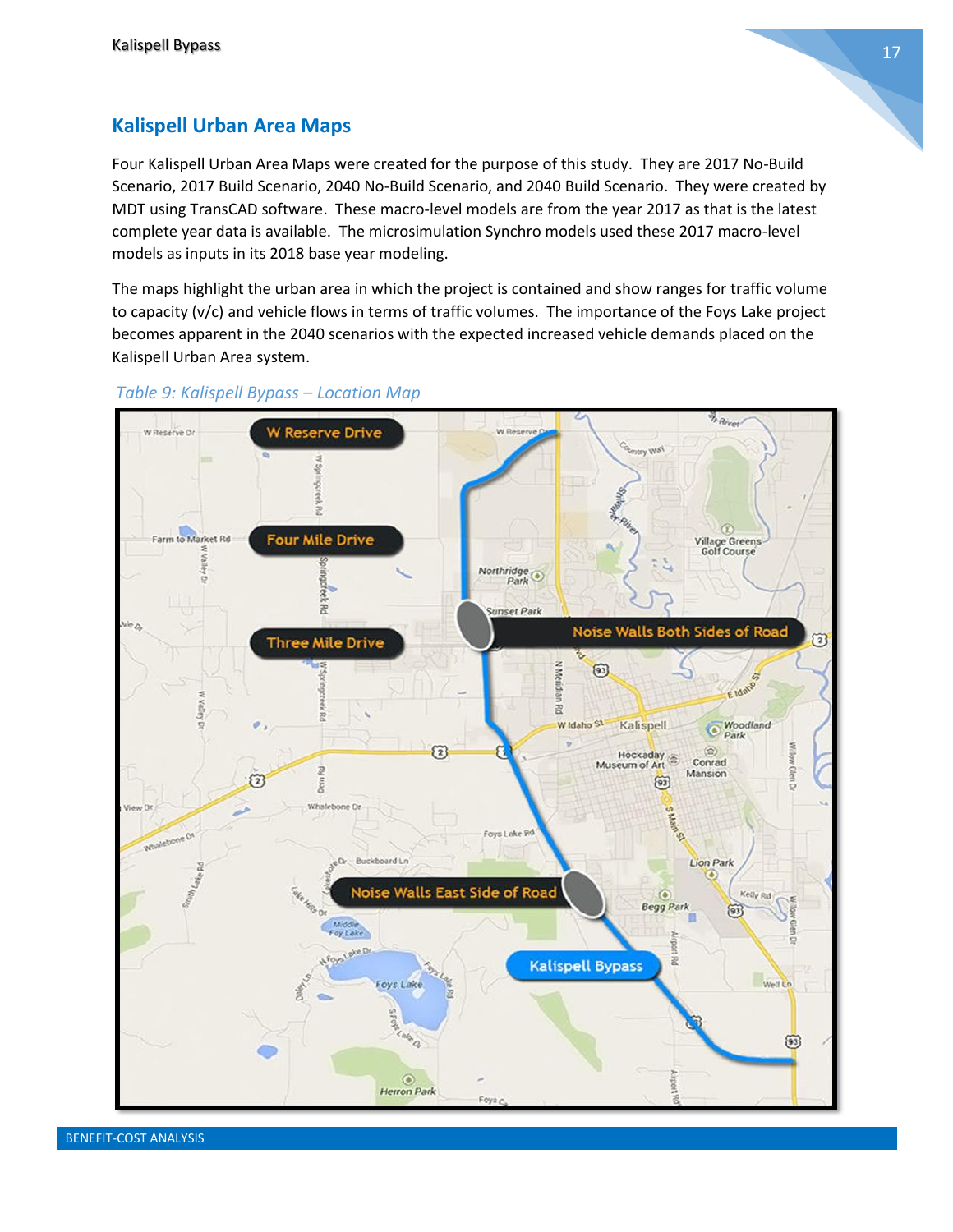## Kalispell Urban Area Maps

Four Kalispell Urban Area Maps were created for the purpose of this study. They are 2017 No-Build Scenario, 2017 Build Scenario, 2040 No-Build Scenario, and 2040 Build Scenario. They were created by MDT using TransCAD software. These macro-level models are from the year 2017 as that is the latest complete year data is available. The microsimulation Synchro models used these 2017 macro-level models as inputs in its 2018 base year modeling.

The maps highlight the urban area in which the project is contained and show ranges for traffic volume to capacity (v/c) and vehicle flows in terms of traffic volumes. The importance of the Foys Lake project becomes apparent in the 2040 scenarios with the expected increased vehicle demands placed on the Kalispell Urban Area system.

*Table 9: Kalispell Bypass – Location Map*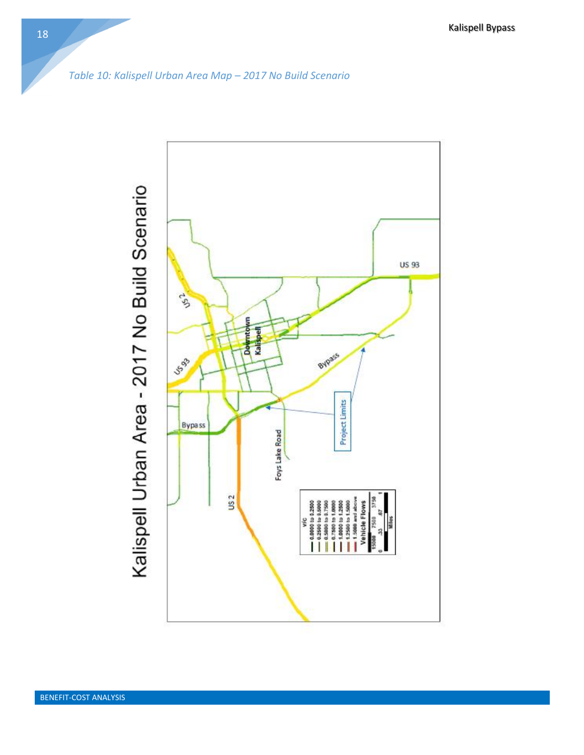*Table 10: Kalispell Urban Area Map – 2017 No Build Scenario*

Kalispell Urban Area - 2017 No Build Scenario

US 93

US 2

US 93

Downtown Kalispell

Bypass

Bypass

Project Limits

Foys Lake Road

US 2

v/c
0.0000 to 0.2500
0.2500 to 0.5000
0.5000 to 0.7500
0.7500 to 1.0000
1.0000 to 1.2500
1.2500 to 1.5000
1.5000 and above

Vehicle Flows
15000 7500 3750

0 .33 .67 1
Miles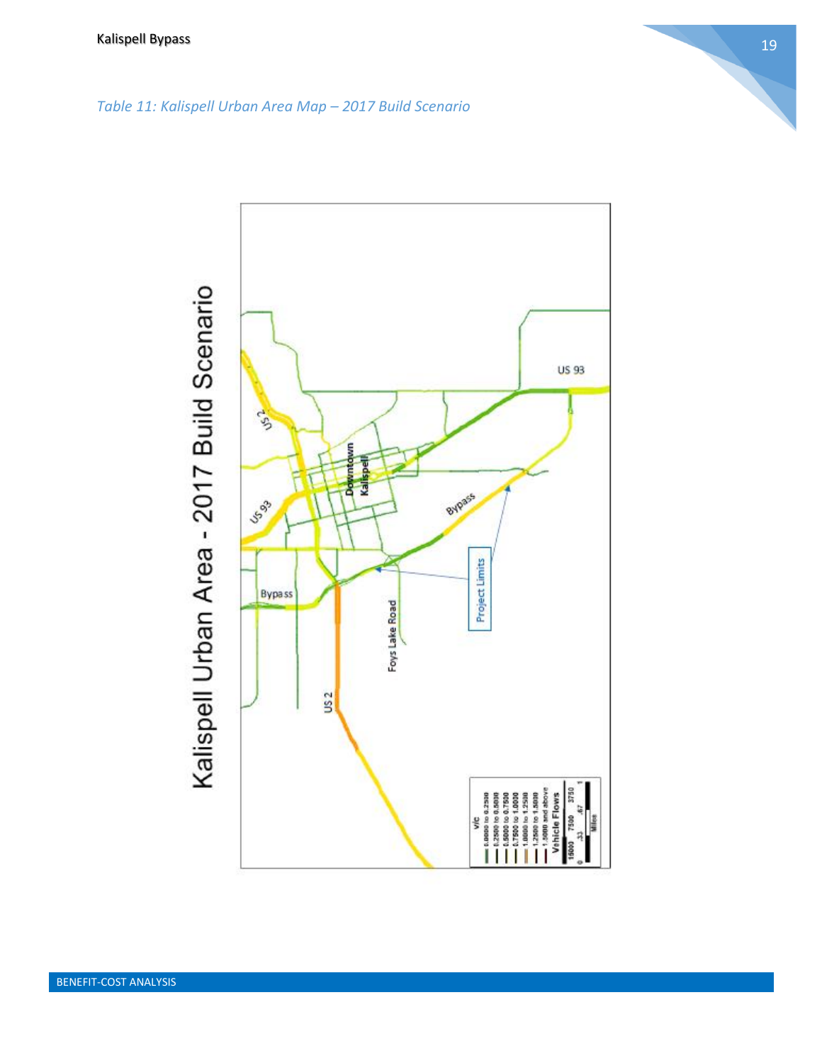*Table 11: Kalispell Urban Area Map – 2017 Build Scenario*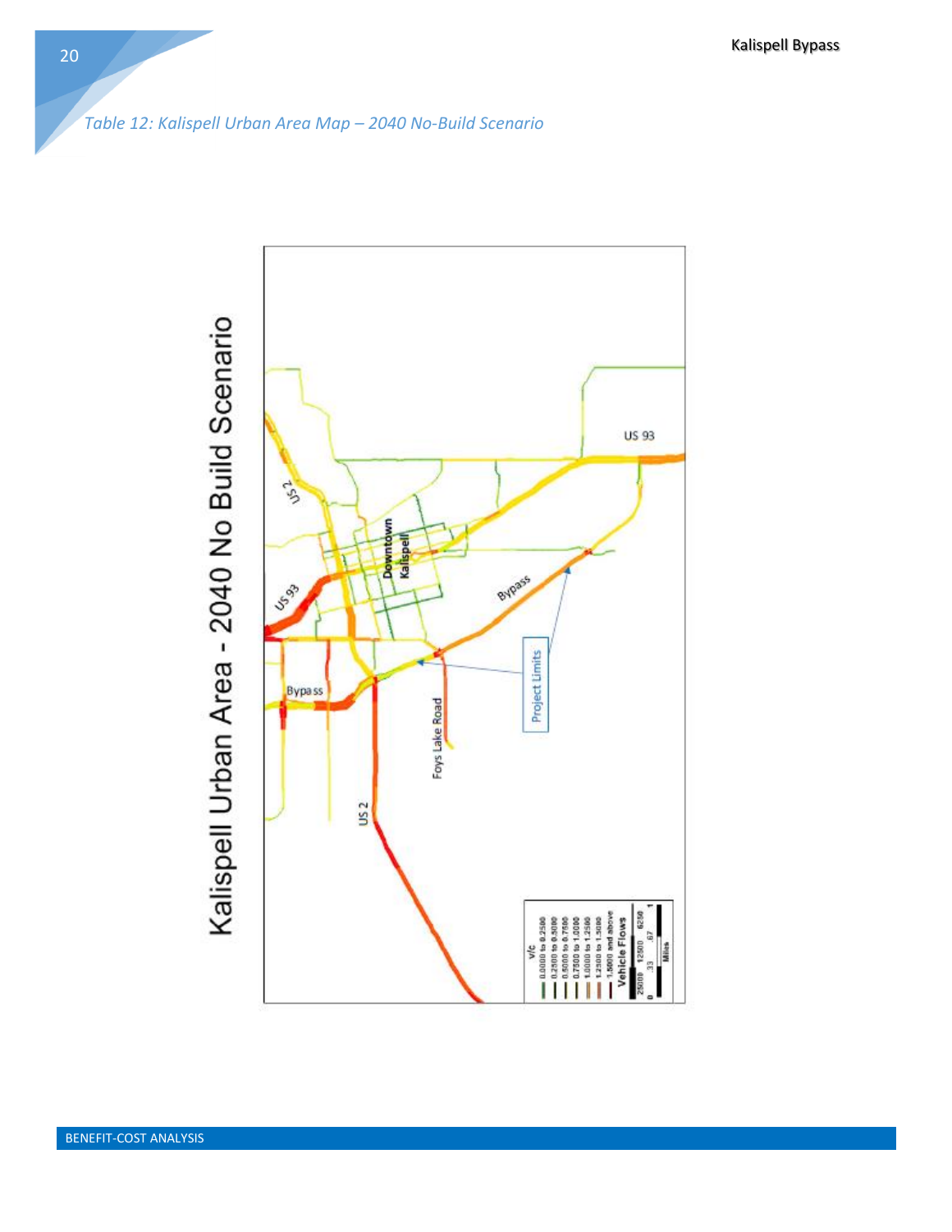*Table 12: Kalispell Urban Area Map – 2040 No-Build Scenario*

Kalispell Urban Area - 2040 No Build Scenario

US 93

US 2

US 93

Downtown Kalispell

Bypass

Bypass

Project Limits

Foys Lake Road

US 2

v/c
0.0000 to 0.2500
0.2500 to 0.5000
0.5000 to 0.7500
0.7500 to 1.0000
1.0000 to 1.2500
1.2500 to 1.5000
1.5000 and above

Vehicle Flows
25000 12500 6250

0 .33 .67 1
Miles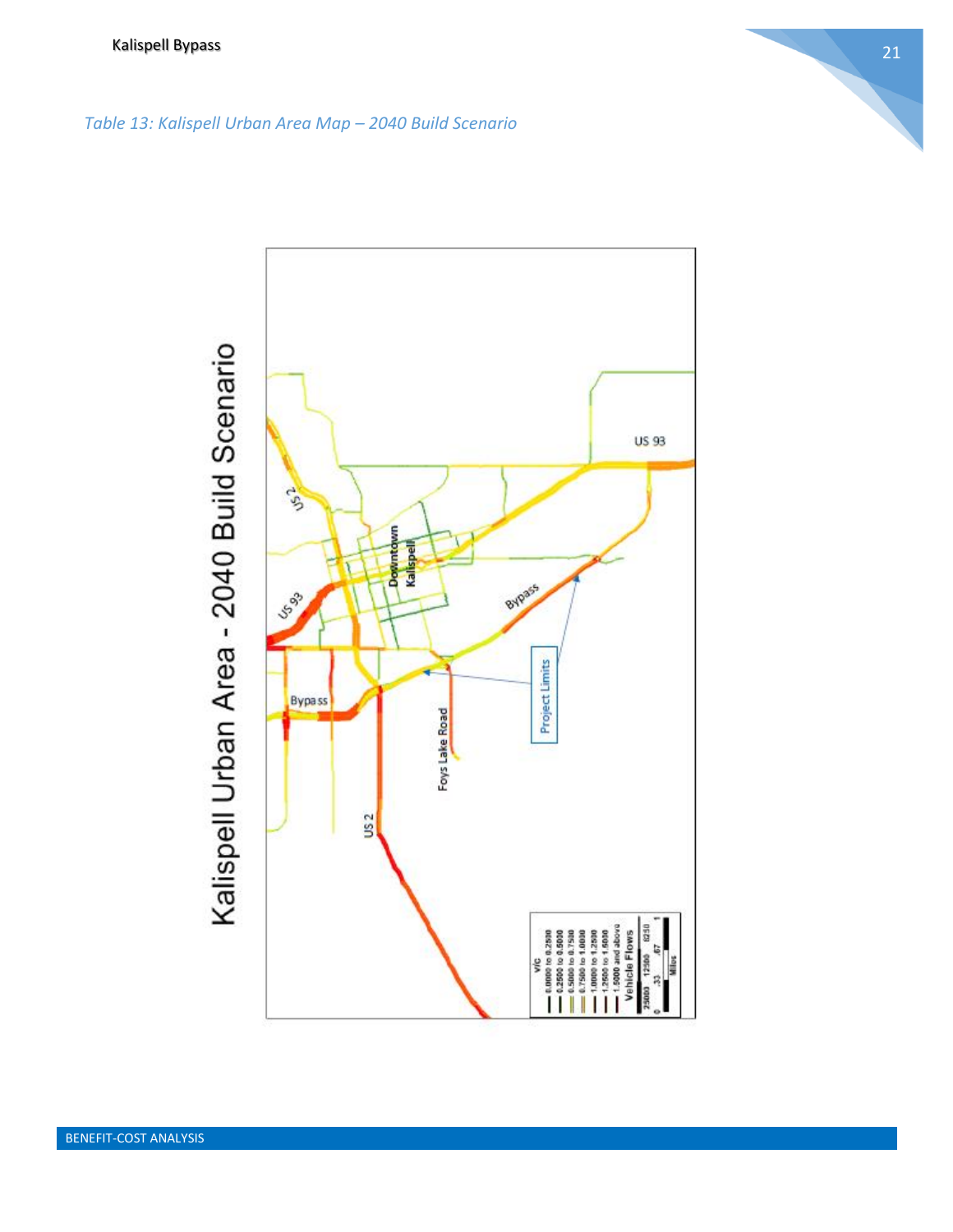*Table 13: Kalispell Urban Area Map – 2040 Build Scenario*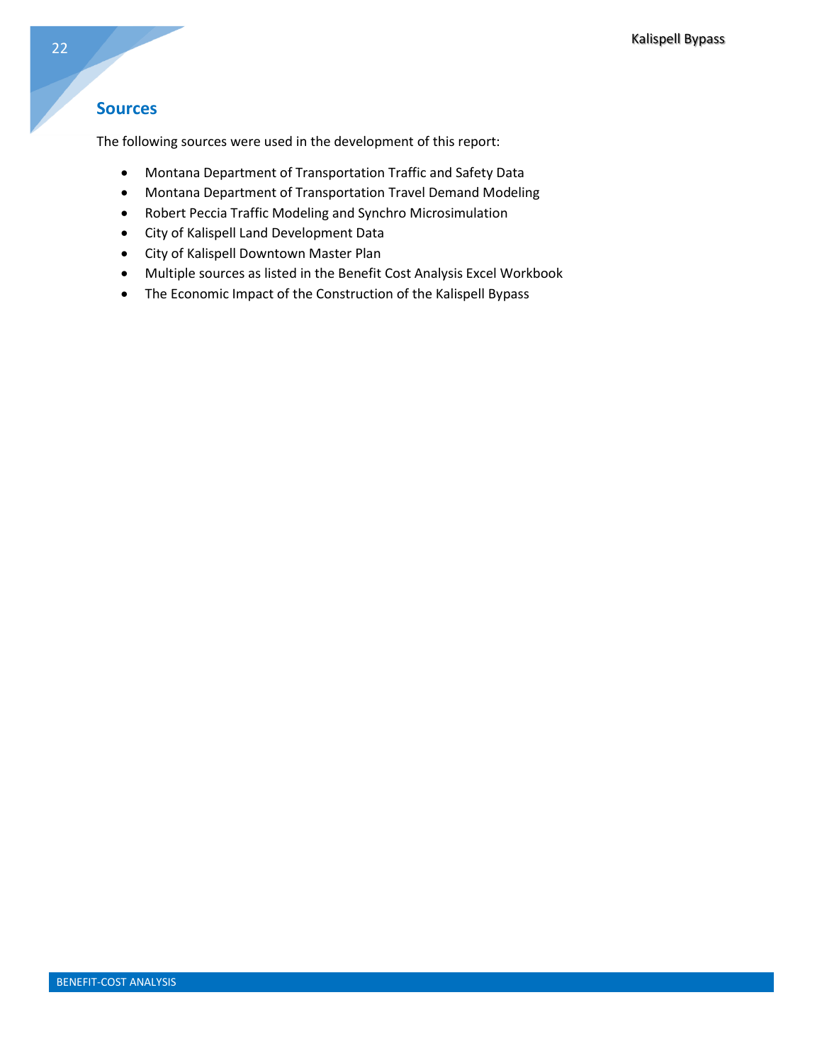## Sources

The following sources were used in the development of this report:

- Montana Department of Transportation Traffic and Safety Data
- Montana Department of Transportation Travel Demand Modeling
- Robert Peccia Traffic Modeling and Synchro Microsimulation
- City of Kalispell Land Development Data
- City of Kalispell Downtown Master Plan
- Multiple sources as listed in the Benefit Cost Analysis Excel Workbook
- The Economic Impact of the Construction of the Kalispell Bypass